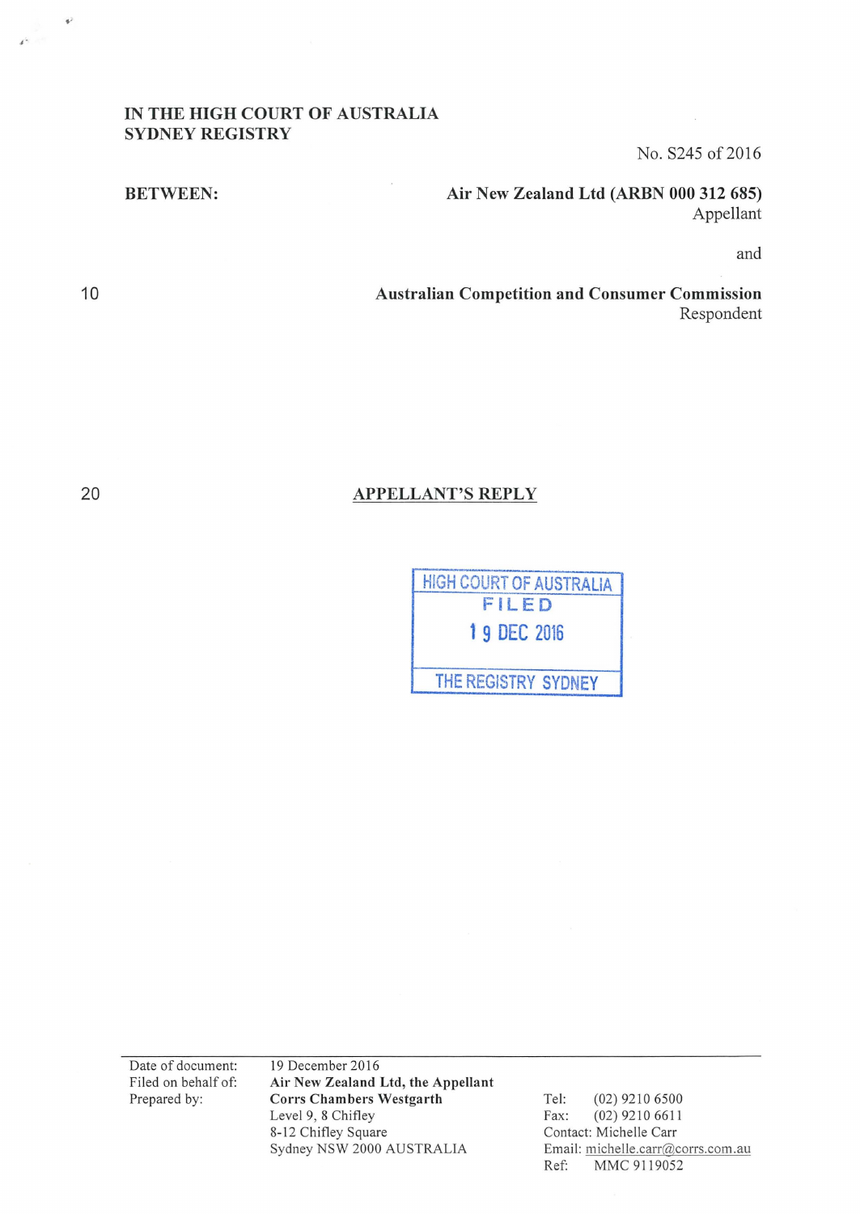IN THE HIGH COURT OF AUSTRALIA
SYDNEY REGISTRY

No. S245 of 2016

BETWEEN:

**Air New Zealand Ltd (ARBN 000 312 685)**
Appellant

and

**Australian Competition and Consumer Commission**
Respondent

## APPELLANT'S REPLY

HIGH COURT OF AUSTRALIA
FILED
19 DEC 2016
THE REGISTRY SYDNEY

| | | | |
|---|---|---|---|
| Date of document: | 19 December 2016 | | |
| Filed on behalf of: | **Air New Zealand Ltd, the Appellant** | | |
| Prepared by: | **Corrs Chambers Westgarth** | Tel: | (02) 9210 6500 |
| | Level 9, 8 Chifley | Fax: | (02) 9210 6611 |
| | 8-12 Chifley Square | Contact: Michelle Carr | |
| | Sydney NSW 2000 AUSTRALIA | Email: michelle.carr@corrs.com.au | |
| | | Ref: | MMC 9119052 |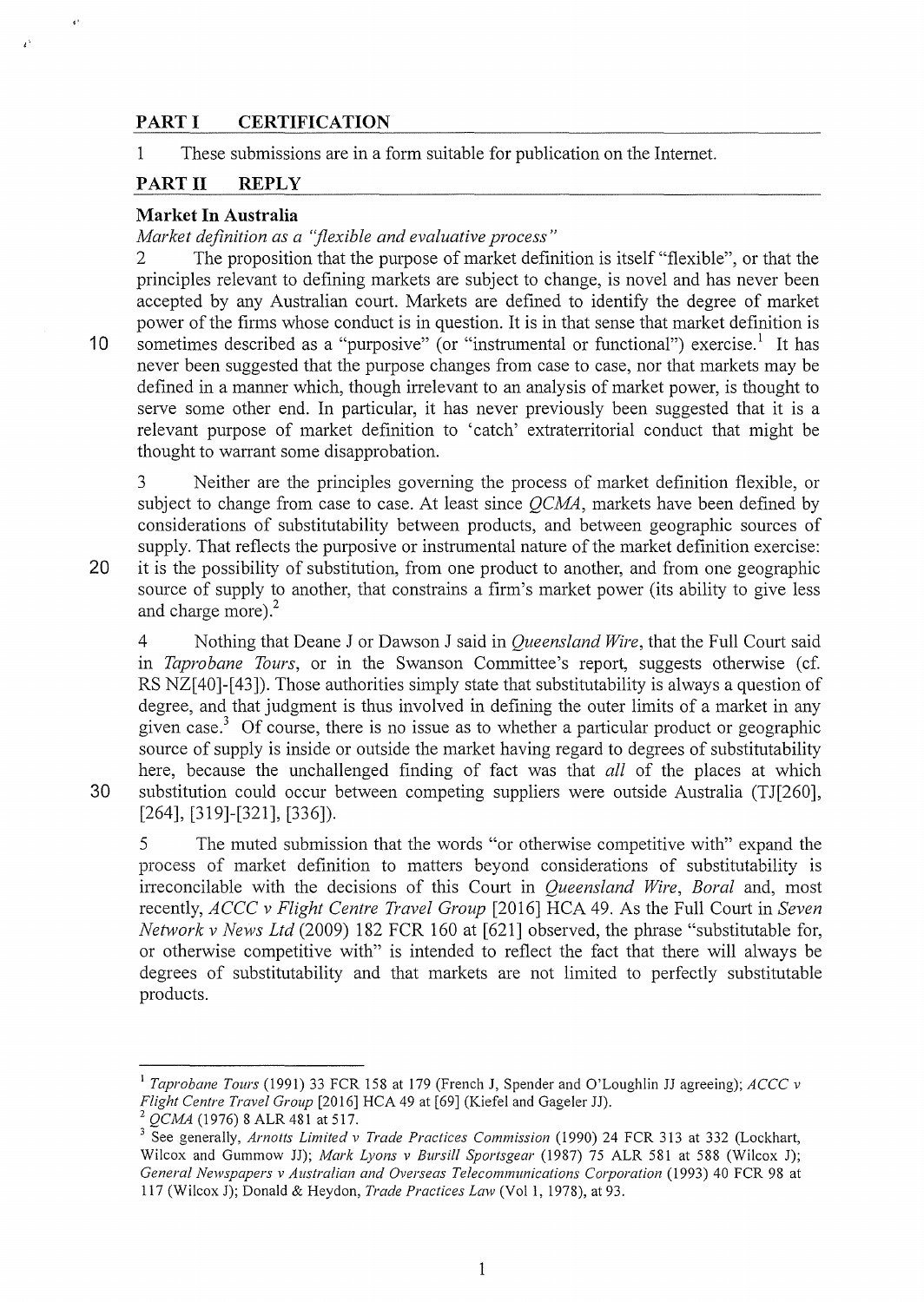## PART I CERTIFICATION

1 These submissions are in a form suitable for publication on the Internet.

## PART II REPLY

### Market In Australia

*Market definition as a "flexible and evaluative process"*

2 The proposition that the purpose of market definition is itself "flexible", or that the principles relevant to defining markets are subject to change, is novel and has never been accepted by any Australian court. Markets are defined to identify the degree of market power of the firms whose conduct is in question. It is in that sense that market definition is sometimes described as a "purposive" (or "instrumental or functional") exercise.[1] It has never been suggested that the purpose changes from case to case, nor that markets may be defined in a manner which, though irrelevant to an analysis of market power, is thought to serve some other end. In particular, it has never previously been suggested that it is a relevant purpose of market definition to 'catch' extraterritorial conduct that might be thought to warrant some disapprobation.

3 Neither are the principles governing the process of market definition flexible, or subject to change from case to case. At least since *QCMA*, markets have been defined by considerations of substitutability between products, and between geographic sources of supply. That reflects the purposive or instrumental nature of the market definition exercise: it is the possibility of substitution, from one product to another, and from one geographic source of supply to another, that constrains a firm's market power (its ability to give less and charge more).[2]

4 Nothing that Deane J or Dawson J said in *Queensland Wire*, that the Full Court said in *Taprobane Tours*, or in the Swanson Committee's report, suggests otherwise (cf. RS NZ[40]-[43]). Those authorities simply state that substitutability is always a question of degree, and that judgment is thus involved in defining the outer limits of a market in any given case.[3] Of course, there is no issue as to whether a particular product or geographic source of supply is inside or outside the market having regard to degrees of substitutability here, because the unchallenged finding of fact was that *all* of the places at which substitution could occur between competing suppliers were outside Australia (TJ[260], [264], [319]-[321], [336]).

5 The muted submission that the words "or otherwise competitive with" expand the process of market definition to matters beyond considerations of substitutability is irreconcilable with the decisions of this Court in *Queensland Wire*, *Boral* and, most recently, *ACCC v Flight Centre Travel Group* [2016] HCA 49. As the Full Court in *Seven Network v News Ltd* (2009) 182 FCR 160 at [621] observed, the phrase "substitutable for, or otherwise competitive with" is intended to reflect the fact that there will always be degrees of substitutability and that markets are not limited to perfectly substitutable products.

---

[1] *Taprobane Tours* (1991) 33 FCR 158 at 179 (French J, Spender and O'Loughlin JJ agreeing); *ACCC v Flight Centre Travel Group* [2016] HCA 49 at [69] (Kiefel and Gageler JJ).

[2] *QCMA* (1976) 8 ALR 481 at 517.

[3] See generally, *Arnotts Limited v Trade Practices Commission* (1990) 24 FCR 313 at 332 (Lockhart, Wilcox and Gummow JJ); *Mark Lyons v Bursill Sportsgear* (1987) 75 ALR 581 at 588 (Wilcox J); *General Newspapers v Australian and Overseas Telecommunications Corporation* (1993) 40 FCR 98 at 117 (Wilcox J); Donald & Heydon, *Trade Practices Law* (Vol 1, 1978), at 93.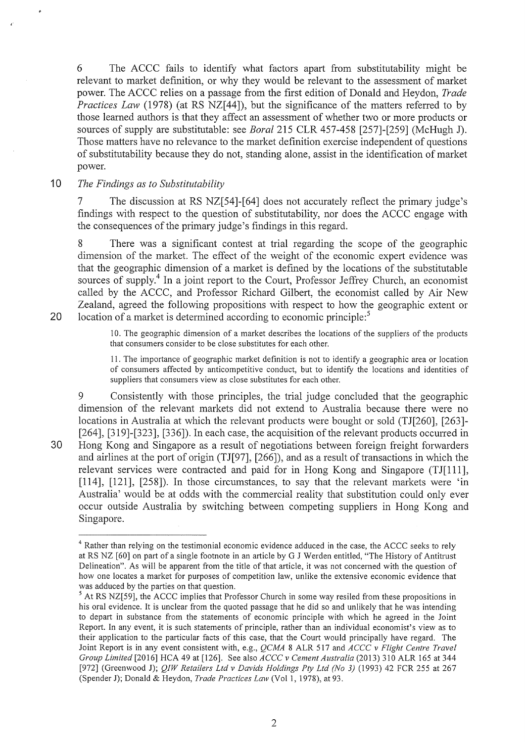6 The ACCC fails to identify what factors apart from substitutability might be relevant to market definition, or why they would be relevant to the assessment of market power. The ACCC relies on a passage from the first edition of Donald and Heydon, *Trade Practices Law* (1978) (at RS NZ[44]), but the significance of the matters referred to by those learned authors is that they affect an assessment of whether two or more products or sources of supply are substitutable: see *Boral* 215 CLR 457-458 [257]-[259] (McHugh J). Those matters have no relevance to the market definition exercise independent of questions of substitutability because they do not, standing alone, assist in the identification of market power.

*The Findings as to Substitutability*

7 The discussion at RS NZ[54]-[64] does not accurately reflect the primary judge's findings with respect to the question of substitutability, nor does the ACCC engage with the consequences of the primary judge's findings in this regard.

8 There was a significant contest at trial regarding the scope of the geographic dimension of the market. The effect of the weight of the economic expert evidence was that the geographic dimension of a market is defined by the locations of the substitutable sources of supply.[4] In a joint report to the Court, Professor Jeffrey Church, an economist called by the ACCC, and Professor Richard Gilbert, the economist called by Air New Zealand, agreed the following propositions with respect to how the geographic extent or location of a market is determined according to economic principle:[5]

> 10. The geographic dimension of a market describes the locations of the suppliers of the products that consumers consider to be close substitutes for each other.
>
> 11. The importance of geographic market definition is not to identify a geographic area or location of consumers affected by anticompetitive conduct, but to identify the locations and identities of suppliers that consumers view as close substitutes for each other.

9 Consistently with those principles, the trial judge concluded that the geographic dimension of the relevant markets did not extend to Australia because there were no locations in Australia at which the relevant products were bought or sold (TJ[260], [263]-[264], [319]-[323], [336]). In each case, the acquisition of the relevant products occurred in Hong Kong and Singapore as a result of negotiations between foreign freight forwarders and airlines at the port of origin (TJ[97], [266]), and as a result of transactions in which the relevant services were contracted and paid for in Hong Kong and Singapore (TJ[111], [114], [121], [258]). In those circumstances, to say that the relevant markets were 'in Australia' would be at odds with the commercial reality that substitution could only ever occur outside Australia by switching between competing suppliers in Hong Kong and Singapore.

---

[4] Rather than relying on the testimonial economic evidence adduced in the case, the ACCC seeks to rely at RS NZ [60] on part of a single footnote in an article by G J Werden entitled, "The History of Antitrust Delineation". As will be apparent from the title of that article, it was not concerned with the question of how one locates a market for purposes of competition law, unlike the extensive economic evidence that was adduced by the parties on that question.

[5] At RS NZ[59], the ACCC implies that Professor Church in some way resiled from these propositions in his oral evidence. It is unclear from the quoted passage that he did so and unlikely that he was intending to depart in substance from the statements of economic principle with which he agreed in the Joint Report. In any event, it is such statements of principle, rather than an individual economist's view as to their application to the particular facts of this case, that the Court would principally have regard. The Joint Report is in any event consistent with, e.g., *QCMA* 8 ALR 517 and *ACCC v Flight Centre Travel Group Limited* [2016] HCA 49 at [126]. See also *ACCC v Cement Australia* (2013) 310 ALR 165 at 344 [972] (Greenwood J); *QIW Retailers Ltd v Davids Holdings Pty Ltd (No 3)* (1993) 42 FCR 255 at 267 (Spender J); Donald & Heydon, *Trade Practices Law* (Vol 1, 1978), at 93.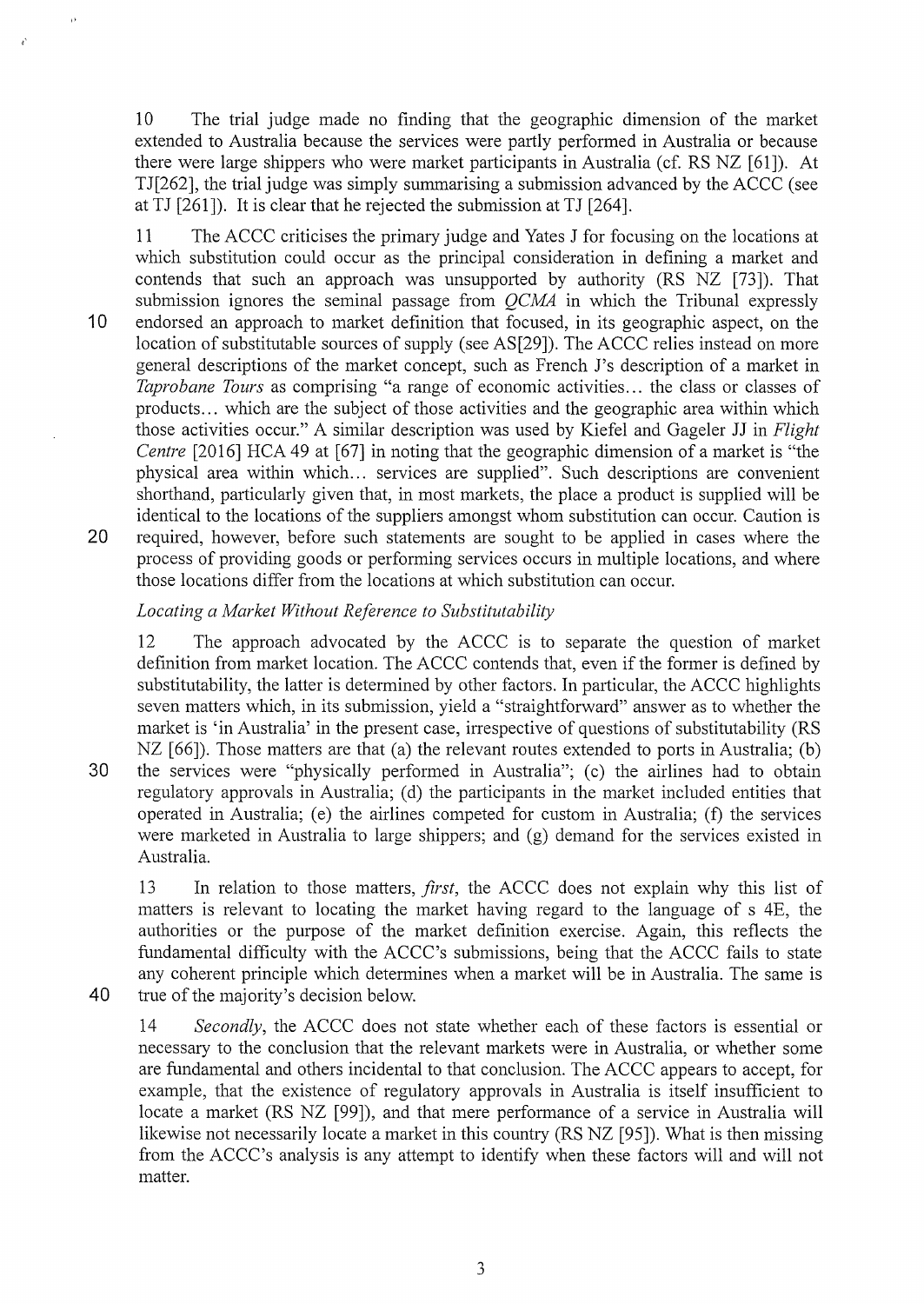10 The trial judge made no finding that the geographic dimension of the market extended to Australia because the services were partly performed in Australia or because there were large shippers who were market participants in Australia (cf. RS NZ [61]). At TJ[262], the trial judge was simply summarising a submission advanced by the ACCC (see at TJ [261]). It is clear that he rejected the submission at TJ [264].

11 The ACCC criticises the primary judge and Yates J for focusing on the locations at which substitution could occur as the principal consideration in defining a market and contends that such an approach was unsupported by authority (RS NZ [73]). That submission ignores the seminal passage from *QCMA* in which the Tribunal expressly endorsed an approach to market definition that focused, in its geographic aspect, on the location of substitutable sources of supply (see AS[29]). The ACCC relies instead on more general descriptions of the market concept, such as French J's description of a market in *Taprobane Tours* as comprising "a range of economic activities... the class or classes of products... which are the subject of those activities and the geographic area within which those activities occur." A similar description was used by Kiefel and Gageler JJ in *Flight Centre* [2016] HCA 49 at [67] in noting that the geographic dimension of a market is "the physical area within which... services are supplied". Such descriptions are convenient shorthand, particularly given that, in most markets, the place a product is supplied will be identical to the locations of the suppliers amongst whom substitution can occur. Caution is required, however, before such statements are sought to be applied in cases where the process of providing goods or performing services occurs in multiple locations, and where those locations differ from the locations at which substitution can occur.

*Locating a Market Without Reference to Substitutability*

12 The approach advocated by the ACCC is to separate the question of market definition from market location. The ACCC contends that, even if the former is defined by substitutability, the latter is determined by other factors. In particular, the ACCC highlights seven matters which, in its submission, yield a "straightforward" answer as to whether the market is 'in Australia' in the present case, irrespective of questions of substitutability (RS NZ [66]). Those matters are that (a) the relevant routes extended to ports in Australia; (b) the services were "physically performed in Australia"; (c) the airlines had to obtain regulatory approvals in Australia; (d) the participants in the market included entities that operated in Australia; (e) the airlines competed for custom in Australia; (f) the services were marketed in Australia to large shippers; and (g) demand for the services existed in Australia.

13 In relation to those matters, *first*, the ACCC does not explain why this list of matters is relevant to locating the market having regard to the language of s 4E, the authorities or the purpose of the market definition exercise. Again, this reflects the fundamental difficulty with the ACCC's submissions, being that the ACCC fails to state any coherent principle which determines when a market will be in Australia. The same is true of the majority's decision below.

14 *Secondly*, the ACCC does not state whether each of these factors is essential or necessary to the conclusion that the relevant markets were in Australia, or whether some are fundamental and others incidental to that conclusion. The ACCC appears to accept, for example, that the existence of regulatory approvals in Australia is itself insufficient to locate a market (RS NZ [99]), and that mere performance of a service in Australia will likewise not necessarily locate a market in this country (RS NZ [95]). What is then missing from the ACCC's analysis is any attempt to identify when these factors will and will not matter.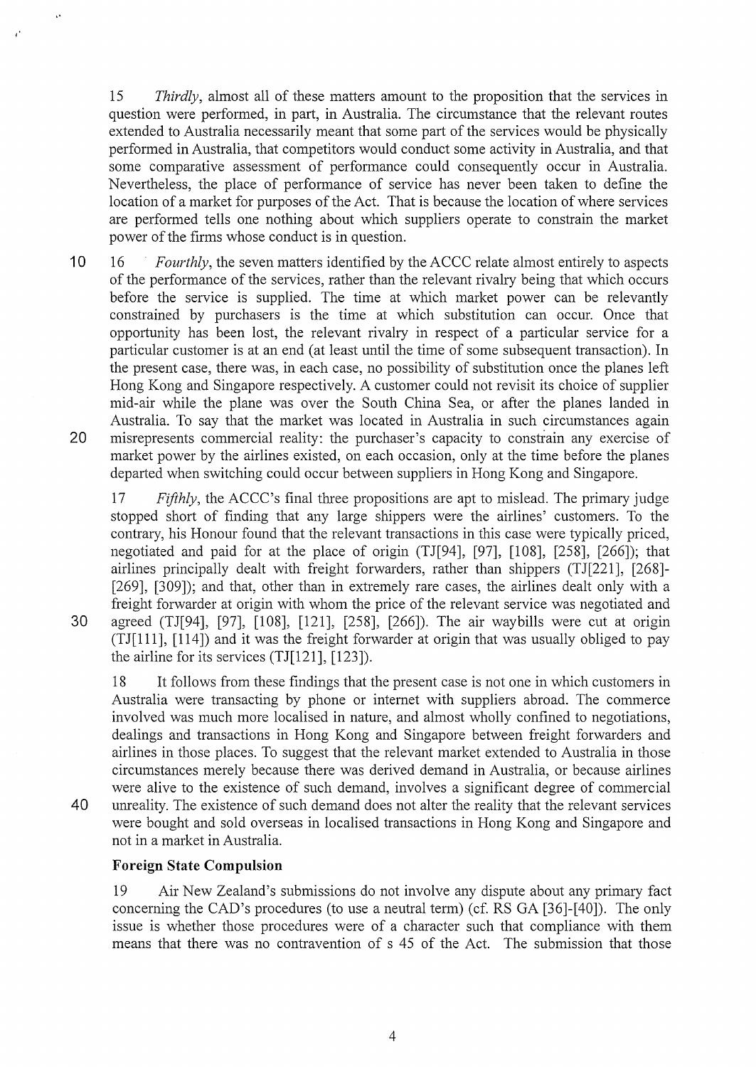15 *Thirdly*, almost all of these matters amount to the proposition that the services in question were performed, in part, in Australia. The circumstance that the relevant routes extended to Australia necessarily meant that some part of the services would be physically performed in Australia, that competitors would conduct some activity in Australia, and that some comparative assessment of performance could consequently occur in Australia. Nevertheless, the place of performance of service has never been taken to define the location of a market for purposes of the Act. That is because the location of where services are performed tells one nothing about which suppliers operate to constrain the market power of the firms whose conduct is in question.

16 *Fourthly*, the seven matters identified by the ACCC relate almost entirely to aspects of the performance of the services, rather than the relevant rivalry being that which occurs before the service is supplied. The time at which market power can be relevantly constrained by purchasers is the time at which substitution can occur. Once that opportunity has been lost, the relevant rivalry in respect of a particular service for a particular customer is at an end (at least until the time of some subsequent transaction). In the present case, there was, in each case, no possibility of substitution once the planes left Hong Kong and Singapore respectively. A customer could not revisit its choice of supplier mid-air while the plane was over the South China Sea, or after the planes landed in Australia. To say that the market was located in Australia in such circumstances again misrepresents commercial reality: the purchaser's capacity to constrain any exercise of market power by the airlines existed, on each occasion, only at the time before the planes departed when switching could occur between suppliers in Hong Kong and Singapore.

17 *Fifthly*, the ACCC's final three propositions are apt to mislead. The primary judge stopped short of finding that any large shippers were the airlines' customers. To the contrary, his Honour found that the relevant transactions in this case were typically priced, negotiated and paid for at the place of origin (TJ[94], [97], [108], [258], [266]); that airlines principally dealt with freight forwarders, rather than shippers (TJ[221], [268]-[269], [309]); and that, other than in extremely rare cases, the airlines dealt only with a freight forwarder at origin with whom the price of the relevant service was negotiated and agreed (TJ[94], [97], [108], [121], [258], [266]). The air waybills were cut at origin (TJ[111], [114]) and it was the freight forwarder at origin that was usually obliged to pay the airline for its services (TJ[121], [123]).

18 It follows from these findings that the present case is not one in which customers in Australia were transacting by phone or internet with suppliers abroad. The commerce involved was much more localised in nature, and almost wholly confined to negotiations, dealings and transactions in Hong Kong and Singapore between freight forwarders and airlines in those places. To suggest that the relevant market extended to Australia in those circumstances merely because there was derived demand in Australia, or because airlines were alive to the existence of such demand, involves a significant degree of commercial unreality. The existence of such demand does not alter the reality that the relevant services were bought and sold overseas in localised transactions in Hong Kong and Singapore and not in a market in Australia.

**Foreign State Compulsion**

19 Air New Zealand's submissions do not involve any dispute about any primary fact concerning the CAD's procedures (to use a neutral term) (cf. RS GA [36]-[40]). The only issue is whether those procedures were of a character such that compliance with them means that there was no contravention of s 45 of the Act. The submission that those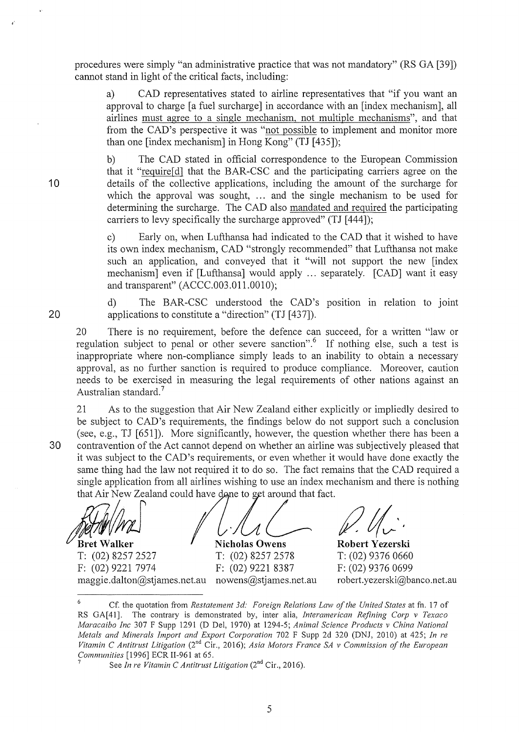procedures were simply "an administrative practice that was not mandatory" (RS GA [39]) cannot stand in light of the critical facts, including:

a) CAD representatives stated to airline representatives that "if you want an approval to charge [a fuel surcharge] in accordance with an [index mechanism], all airlines must agree to a single mechanism, not multiple mechanisms", and that from the CAD's perspective it was "not possible to implement and monitor more than one [index mechanism] in Hong Kong" (TJ [435]);

b) The CAD stated in official correspondence to the European Commission that it "require[d] that the BAR-CSC and the participating carriers agree on the details of the collective applications, including the amount of the surcharge for which the approval was sought, … and the single mechanism to be used for determining the surcharge. The CAD also mandated and required the participating carriers to levy specifically the surcharge approved" (TJ [444]);

c) Early on, when Lufthansa had indicated to the CAD that it wished to have its own index mechanism, CAD "strongly recommended" that Lufthansa not make such an application, and conveyed that it "will not support the new [index mechanism] even if [Lufthansa] would apply … separately. [CAD] want it easy and transparent" (ACCC.003.011.0010);

d) The BAR-CSC understood the CAD's position in relation to joint applications to constitute a "direction" (TJ [437]).

20 There is no requirement, before the defence can succeed, for a written "law or regulation subject to penal or other severe sanction".[6] If nothing else, such a test is inappropriate where non-compliance simply leads to an inability to obtain a necessary approval, as no further sanction is required to produce compliance. Moreover, caution needs to be exercised in measuring the legal requirements of other nations against an Australian standard.[7]

21 As to the suggestion that Air New Zealand either explicitly or impliedly desired to be subject to CAD's requirements, the findings below do not support such a conclusion (see, e.g., TJ [651]). More significantly, however, the question whether there has been a contravention of the Act cannot depend on whether an airline was subjectively pleased that it was subject to the CAD's requirements, or even whether it would have done exactly the same thing had the law not required it to do so. The fact remains that the CAD required a single application from all airlines wishing to use an index mechanism and there is nothing that Air New Zealand could have done to get around that fact.

| **Bret Walker** | **Nicholas Owens** | **Robert Yezerski** |
|---|---|---|
| T: (02) 8257 2527 | T: (02) 8257 2578 | T: (02) 9376 0660 |
| F: (02) 9221 7974 | F: (02) 9221 8387 | F: (02) 9376 0699 |
| maggie.dalton@stjames.net.au | nowens@stjames.net.au | robert.yezerski@banco.net.au |

---

[6] Cf. the quotation from *Restatement 3d: Foreign Relations Law of the United States* at fn. 17 of RS GA[41]. The contrary is demonstrated by, inter alia, *Interamerican Refining Corp v Texaco Maracaibo Inc* 307 F Supp 1291 (D Del, 1970) at 1294-5; *Animal Science Products v China National Metals and Minerals Import and Export Corporation* 702 F Supp 2d 320 (DNJ, 2010) at 425; *In re Vitamin C Antitrust Litigation* (2nd Cir., 2016); *Asia Motors France SA v Commission of the European Communities* [1996] ECR II-961 at 65.

[7] See *In re Vitamin C Antitrust Litigation* (2nd Cir., 2016).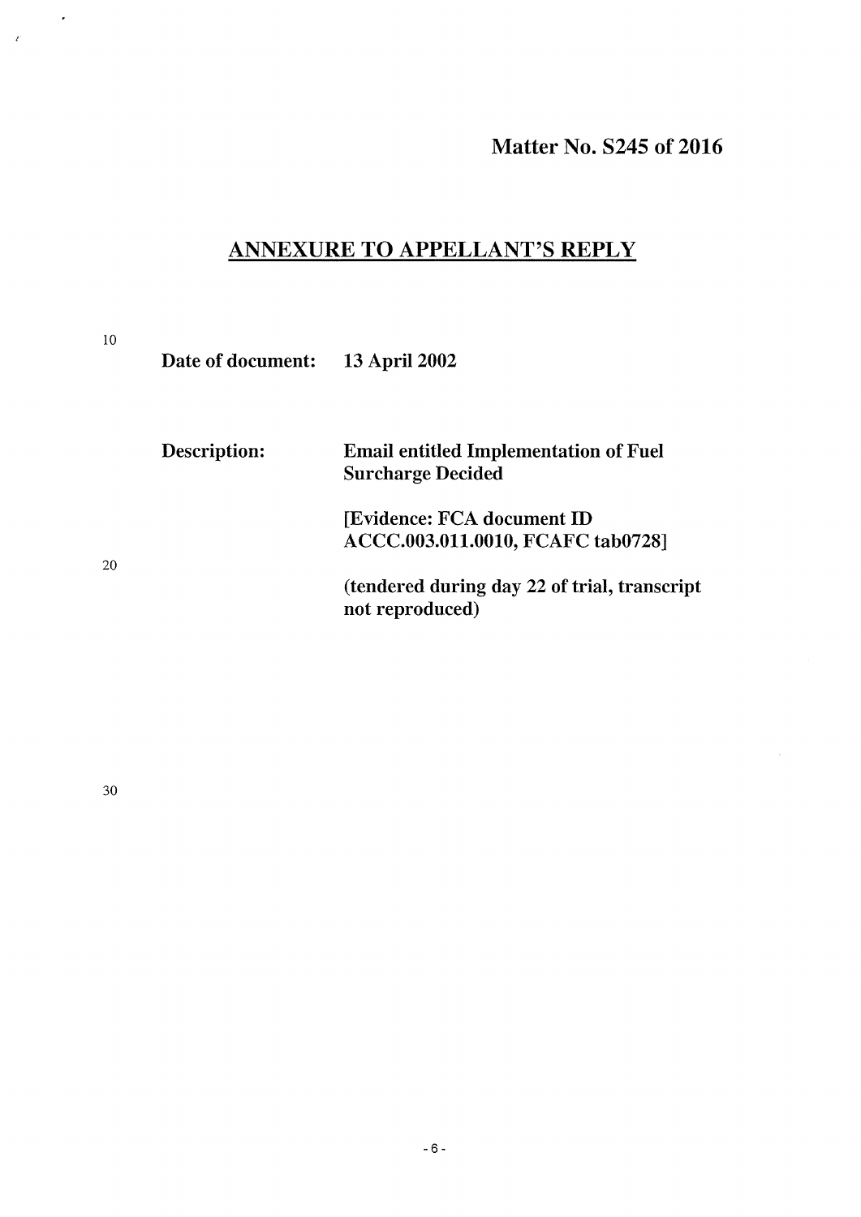**Matter No. S245 of 2016**

## ANNEXURE TO APPELLANT'S REPLY

| | |
|---|---|
| **Date of document:** | **13 April 2002** |
| **Description:** | **Email entitled Implementation of Fuel Surcharge Decided** |
| | **[Evidence: FCA document ID ACCC.003.011.0010, FCAFC tab0728]** |
| | **(tendered during day 22 of trial, transcript not reproduced)** |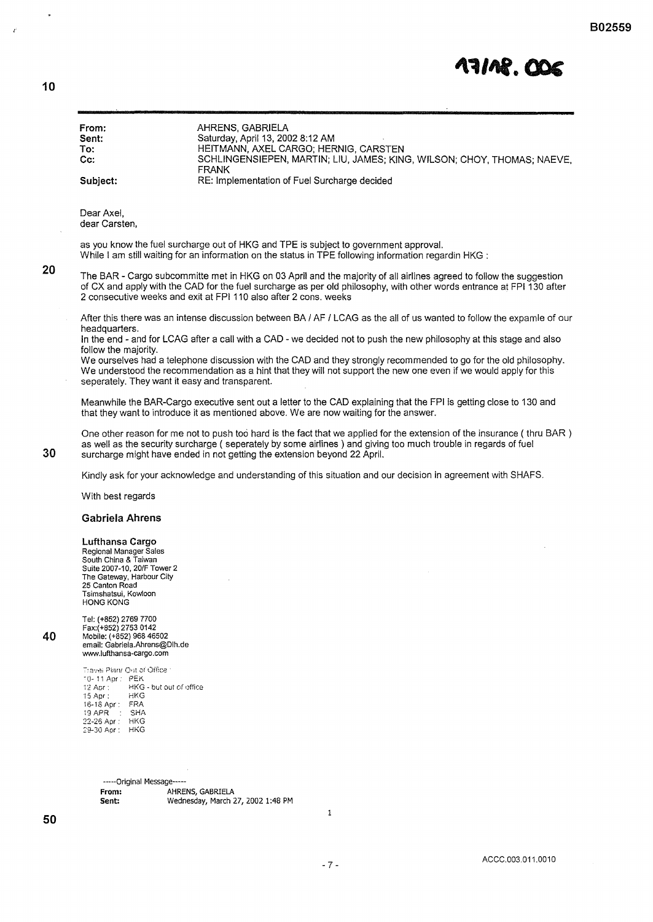B02559

**17/18.006**

| | |
|---|---|
| **From:** | AHRENS, GABRIELA |
| **Sent:** | Saturday, April 13, 2002 8:12 AM |
| **To:** | HEITMANN, AXEL CARGO; HERNIG, CARSTEN |
| **Cc:** | SCHLINGENSIEPEN, MARTIN; LIU, JAMES; KING, WILSON; CHOY, THOMAS; NAEVE, FRANK |
| **Subject:** | RE: Implementation of Fuel Surcharge decided |

Dear Axel,
dear Carsten,

as you know the fuel surcharge out of HKG and TPE is subject to government approval.
While I am still waiting for an information on the status in TPE following information regardin HKG :

The BAR - Cargo subcommitte met in HKG on 03 April and the majority of all airlines agreed to follow the suggestion of CX and apply with the CAD for the fuel surcharge as per old philosophy, with other words entrance at FPI 130 after 2 consecutive weeks and exit at FPI 110 also after 2 cons. weeks

After this there was an intense discussion between BA / AF / LCAG as the all of us wanted to follow the expamle of our headquarters.
In the end - and for LCAG after a call with a CAD - we decided not to push the new philosophy at this stage and also follow the majority.
We ourselves had a telephone discussion with the CAD and they strongly recommended to go for the old philosophy. We understood the recommendation as a hint that they will not support the new one even if we would apply for this seperately. They want it easy and transparent.

Meanwhile the BAR-Cargo executive sent out a letter to the CAD explaining that the FPI is getting close to 130 and that they want to introduce it as mentioned above. We are now waiting for the answer.

One other reason for me not to push too hard is the fact that we applied for the extension of the insurance ( thru BAR ) as well as the security surcharge ( seperately by some airlines ) and giving too much trouble in regards of fuel surcharge might have ended in not getting the extension beyond 22 April.

Kindly ask for your acknowledge and understanding of this situation and our decision in agreement with SHAFS.

With best regards

**Gabriela Ahrens**

**Lufthansa Cargo**
Regional Manager Sales
South China & Taiwan
Suite 2007-10, 20/F Tower 2
The Gateway, Harbour City
25 Canton Road
Tsimshatsui, Kowloon
HONG KONG

Tel: (+852) 2769 7700
Fax:(+852) 2753 0142
Mobile: (+852) 968 46502
email: Gabriela.Ahrens@Dlh.de
www.lufthansa-cargo.com

Travel Plan/ Out of Office :
10- 11 Apr : PEK
12 Apr : HKG - but out of office
15 Apr : HKG
16-18 Apr : FRA
19 APR : SHA
22-26 Apr : HKG
29-30 Apr : HKG

-----Original Message-----
**From:** AHRENS, GABRIELA
**Sent:** Wednesday, March 27, 2002 1:48 PM

ACCC.003.011.0010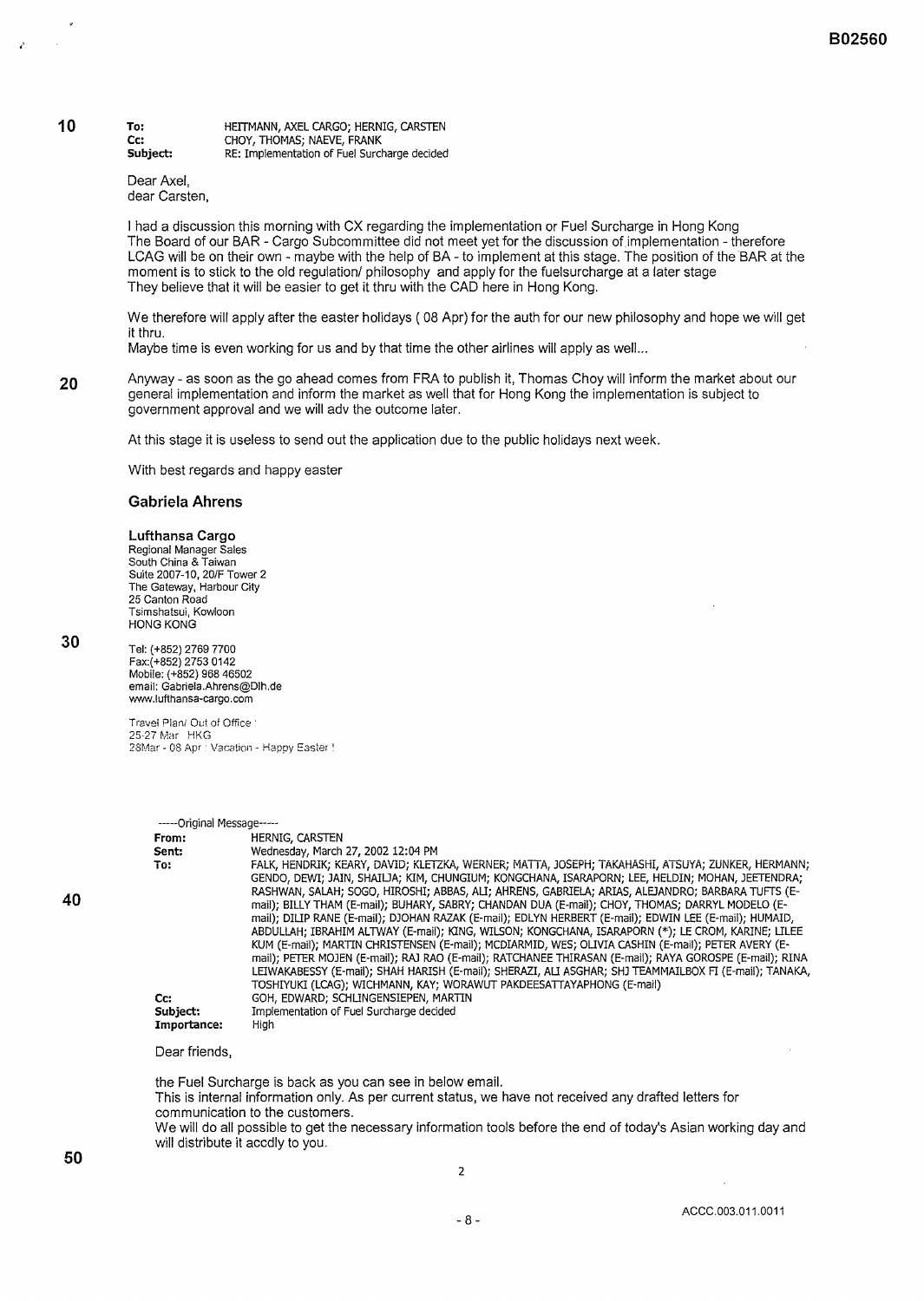**B02560**

**To:** HEITMANN, AXEL CARGO; HERNIG, CARSTEN
**Cc:** CHOY, THOMAS; NAEVE, FRANK
**Subject:** RE: Implementation of Fuel Surcharge decided

Dear Axel,
dear Carsten,

I had a discussion this morning with CX regarding the implementation or Fuel Surcharge in Hong Kong
The Board of our BAR - Cargo Subcommittee did not meet yet for the discussion of implementation - therefore LCAG will be on their own - maybe with the help of BA - to implement at this stage. The position of the BAR at the moment is to stick to the old regulation/ philosophy and apply for the fuelsurcharge at a later stage
They believe that it will be easier to get it thru with the CAD here in Hong Kong.

We therefore will apply after the easter holidays ( 08 Apr) for the auth for our new philosophy and hope we will get it thru.
Maybe time is even working for us and by that time the other airlines will apply as well...

Anyway - as soon as the go ahead comes from FRA to publish it, Thomas Choy will inform the market about our general implementation and inform the market as well that for Hong Kong the implementation is subject to government approval and we will adv the outcome later.

At this stage it is useless to send out the application due to the public holidays next week.

With best regards and happy easter

**Gabriela Ahrens**

**Lufthansa Cargo**
Regional Manager Sales
South China & Taiwan
Suite 2007-10, 20/F Tower 2
The Gateway, Harbour City
25 Canton Road
Tsimshatsui, Kowloon
HONG KONG

Tel: (+852) 2769 7700
Fax:(+852) 2753 0142
Mobile: (+852) 968 46502
email: Gabriela.Ahrens@Dlh.de
www.lufthansa-cargo.com

Travel Plan/ Out of Office :
25-27 Mar HKG
28Mar - 08 Apr : Vacation - Happy Easter !

-----Original Message-----
**From:** HERNIG, CARSTEN
**Sent:** Wednesday, March 27, 2002 12:04 PM
**To:** FALK, HENDRIK; KEARY, DAVID; KLETZKA, WERNER; MATTA, JOSEPH; TAKAHASHI, ATSUYA; ZUNKER, HERMANN; GENDO, DEWI; JAIN, SHAILJA; KIM, CHUNGIUM; KONGCHANA, ISARAPORN; LEE, HELDIN; MOHAN, JEETENDRA; RASHWAN, SALAH; SOGO, HIROSHI; ABBAS, ALI; AHRENS, GABRIELA; ARIAS, ALEJANDRO; BARBARA TUFTS (E-mail); BILLY THAM (E-mail); BUHARY, SABRY; CHANDAN DUA (E-mail); CHOY, THOMAS; DARRYL MODELO (E-mail); DILIP RANE (E-mail); DJOHAN RAZAK (E-mail); EDLYN HERBERT (E-mail); EDWIN LEE (E-mail); HUMAID, ABDULLAH; IBRAHIM ALTWAY (E-mail); KING, WILSON; KONGCHANA, ISARAPORN (*); LE CROM, KARINE; LILEE KUM (E-mail); MARTIN CHRISTENSEN (E-mail); MCDIARMID, WES; OLIVIA CASHIN (E-mail); PETER AVERY (E-mail); PETER MOJEN (E-mail); RAJ RAO (E-mail); RATCHANEE THIRASAN (E-mail); RAYA GOROSPE (E-mail); RINA LEIWAKABESSY (E-mail); SHAH HARISH (E-mail); SHERAZI, ALI ASGHAR; SHJ TEAMMAILBOX FI (E-mail); TANAKA, TOSHIYUKI (LCAG); WICHMANN, KAY; WORAWUT PAKDEESATTAYAPHONG (E-mail)
**Cc:** GOH, EDWARD; SCHLINGENSIEPEN, MARTIN
**Subject:** Implementation of Fuel Surcharge decided
**Importance:** High

Dear friends,

the Fuel Surcharge is back as you can see in below email.
This is internal information only. As per current status, we have not received any drafted letters for communication to the customers.
We will do all possible to get the necessary information tools before the end of today's Asian working day and will distribute it accdly to you.

ACCC.003.011.0011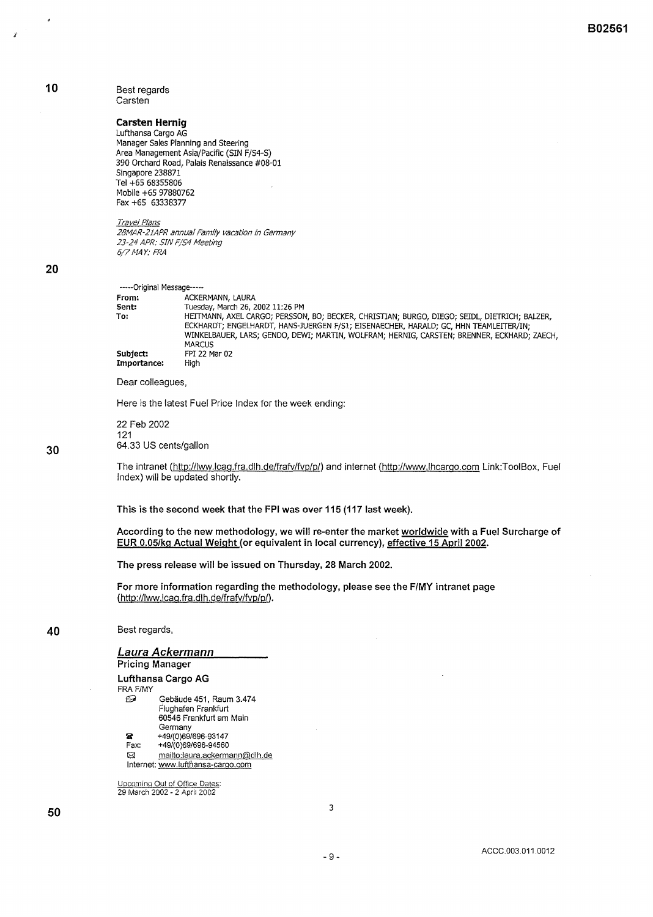Best regards
Carsten

**Carsten Hernig**
Lufthansa Cargo AG
Manager Sales Planning and Steering
Area Management Asia/Pacific (SIN F/S4-S)
390 Orchard Road, Palais Renaissance #08-01
Singapore 238871
Tel +65 68355806
Mobile +65 97880762
Fax +65 63338377

*Travel Plans*
*28MAR-21APR annual Family vacation in Germany*
*23-24 APR: SIN F/S4 Meeting*
*6/7 MAY: FRA*

-----Original Message-----
**From:** ACKERMANN, LAURA
**Sent:** Tuesday, March 26, 2002 11:26 PM
**To:** HEITMANN, AXEL CARGO; PERSSON, BO; BECKER, CHRISTIAN; BURGO, DIEGO; SEIDL, DIETRICH; BALZER, ECKHARDT; ENGELHARDT, HANS-JUERGEN F/S1; EISENAECHER, HARALD; GC, HHN TEAMLEITER/IN; WINKELBAUER, LARS; GENDO, DEWI; MARTIN, WOLFRAM; HERNIG, CARSTEN; BRENNER, ECKHARD; ZAECH, MARCUS
**Subject:** FPI 22 Mar 02
**Importance:** High

Dear colleagues,

Here is the latest Fuel Price Index for the week ending:

22 Feb 2002
121
64.33 US cents/gallon

The intranet (http://lww.lcag.fra.dlh.de/frafv/fvp/p/) and internet (http://www.lhcargo.com Link:ToolBox, Fuel Index) will be updated shortly.

**This is the second week that the FPI was over 115 (117 last week).**

**According to the new methodology, we will re-enter the market worldwide with a Fuel Surcharge of EUR 0.05/kg Actual Weight (or equivalent in local currency), effective 15 April 2002.**

**The press release will be issued on Thursday, 28 March 2002.**

**For more information regarding the methodology, please see the F/MY intranet page (http://lww.lcag.fra.dlh.de/frafv/fvp/p/).**

Best regards,

***Laura Ackermann***
**Pricing Manager**
**Lufthansa Cargo AG**
FRA F/MY
Gebäude 451, Raum 3.474
Flughafen Frankfurt
60546 Frankfurt am Main
Germany
+49/(0)69/696-93147
Fax: +49/(0)69/696-94560
mailto:laura.ackermann@dlh.de
Internet: www.lufthansa-cargo.com

Upcoming Out of Office Dates:
29 March 2002 - 2 April 2002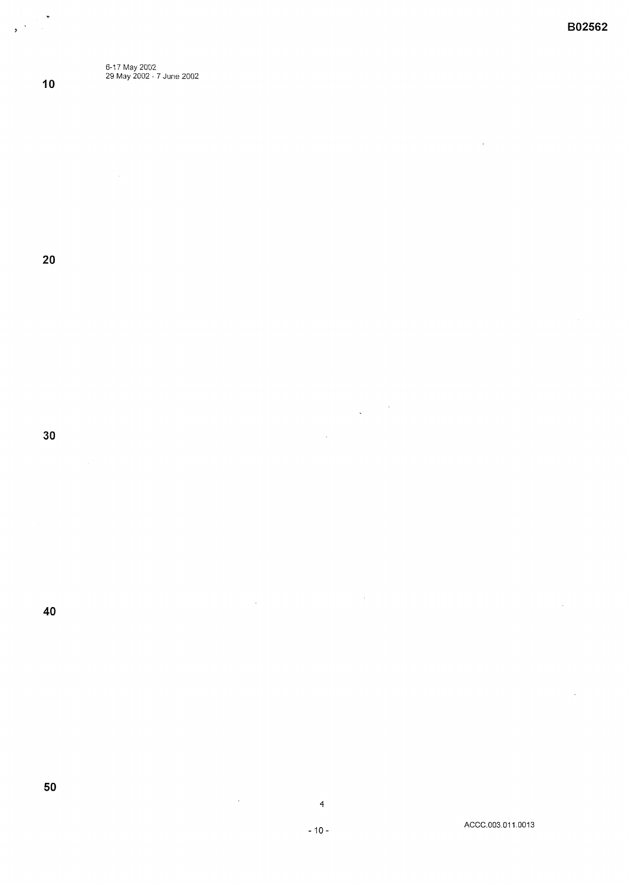6-17 May 2002
29 May 2002 - 7 June 2002